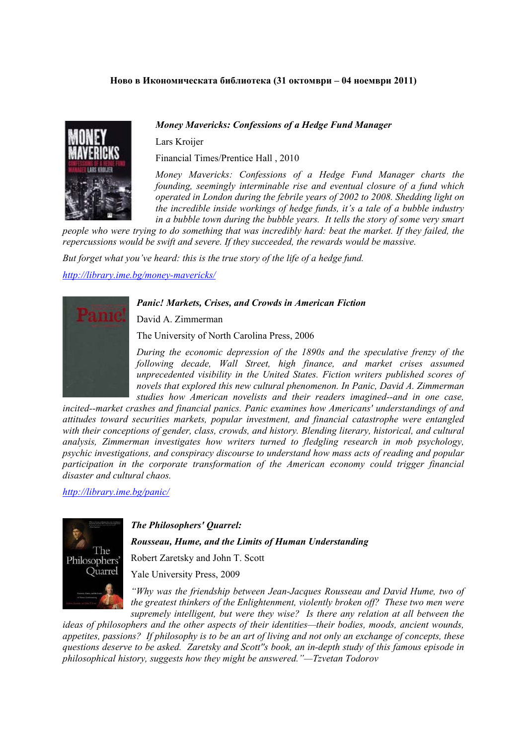**Ново в Икономическата библиотека (31 октомври – 04 ноември 2011)**

***Money Mavericks: Confessions of a Hedge Fund Manager***

Lars Kroijer

Financial Times/Prentice Hall , 2010

*Money Mavericks: Confessions of a Hedge Fund Manager charts the founding, seemingly interminable rise and eventual closure of a fund which operated in London during the febrile years of 2002 to 2008. Shedding light on the incredible inside workings of hedge funds, it's a tale of a bubble industry in a bubble town during the bubble years. It tells the story of some very smart people who were trying to do something that was incredibly hard: beat the market. If they failed, the repercussions would be swift and severe. If they succeeded, the rewards would be massive.*

*But forget what you've heard: this is the true story of the life of a hedge fund.*

http://library.ime.bg/money-mavericks/

***Panic! Markets, Crises, and Crowds in American Fiction***

David A. Zimmerman

The University of North Carolina Press, 2006

*During the economic depression of the 1890s and the speculative frenzy of the following decade, Wall Street, high finance, and market crises assumed unprecedented visibility in the United States. Fiction writers published scores of novels that explored this new cultural phenomenon. In Panic, David A. Zimmerman studies how American novelists and their readers imagined--and in one case, incited--market crashes and financial panics. Panic examines how Americans' understandings of and attitudes toward securities markets, popular investment, and financial catastrophe were entangled with their conceptions of gender, class, crowds, and history. Blending literary, historical, and cultural analysis, Zimmerman investigates how writers turned to fledgling research in mob psychology, psychic investigations, and conspiracy discourse to understand how mass acts of reading and popular participation in the corporate transformation of the American economy could trigger financial disaster and cultural chaos.*

http://library.ime.bg/panic/

***The Philosophers' Quarrel:***

***Rousseau, Hume, and the Limits of Human Understanding***

Robert Zaretsky and John T. Scott

Yale University Press, 2009

*"Why was the friendship between Jean-Jacques Rousseau and David Hume, two of the greatest thinkers of the Enlightenment, violently broken off? These two men were supremely intelligent, but were they wise? Is there any relation at all between the ideas of philosophers and the other aspects of their identities—their bodies, moods, ancient wounds, appetites, passions? If philosophy is to be an art of living and not only an exchange of concepts, these questions deserve to be asked. Zaretsky and Scott''s book, an in-depth study of this famous episode in philosophical history, suggests how they might be answered."—Tzvetan Todorov*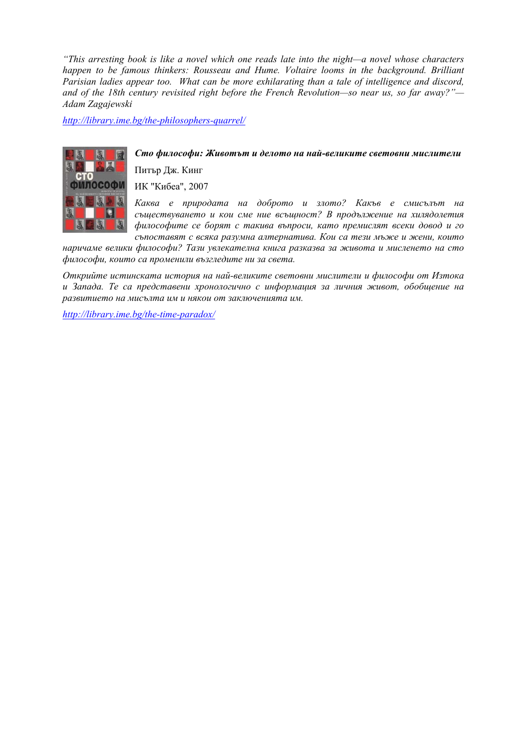*“This arresting book is like a novel which one reads late into the night—a novel whose characters happen to be famous thinkers: Rousseau and Hume. Voltaire looms in the background. Brilliant Parisian ladies appear too. What can be more exhilarating than a tale of intelligence and discord, and of the 18th century revisited right before the French Revolution—so near us, so far away?”— Adam Zagajewski*

http://library.ime.bg/the-philosophers-quarrel/

***Сто философи: Животът и делото на най-великите световни мислители***

Питър Дж. Кинг

ИК "Кибеа", 2007

*Каква е природата на доброто и злото? Какъв е смисълът на съществуването и кои сме ние всъщност? В продължение на хилядолетия философите се борят с такива въпроси, като премислят всеки довод и го съпоставят с всяка разумна алтернатива. Кои са тези мъже и жени, които наричаме велики философи? Тази увлекателна книга разказва за живота и мисленето на сто философи, които са променили възгледите ни за света.*

*Открийте истинската история на най-великите световни мислители и философи от Изтока и Запада. Те са представени хронологично с информация за личния живот, обобщение на развитието на мисълта им и някои от заключенията им.*

http://library.ime.bg/the-time-paradox/